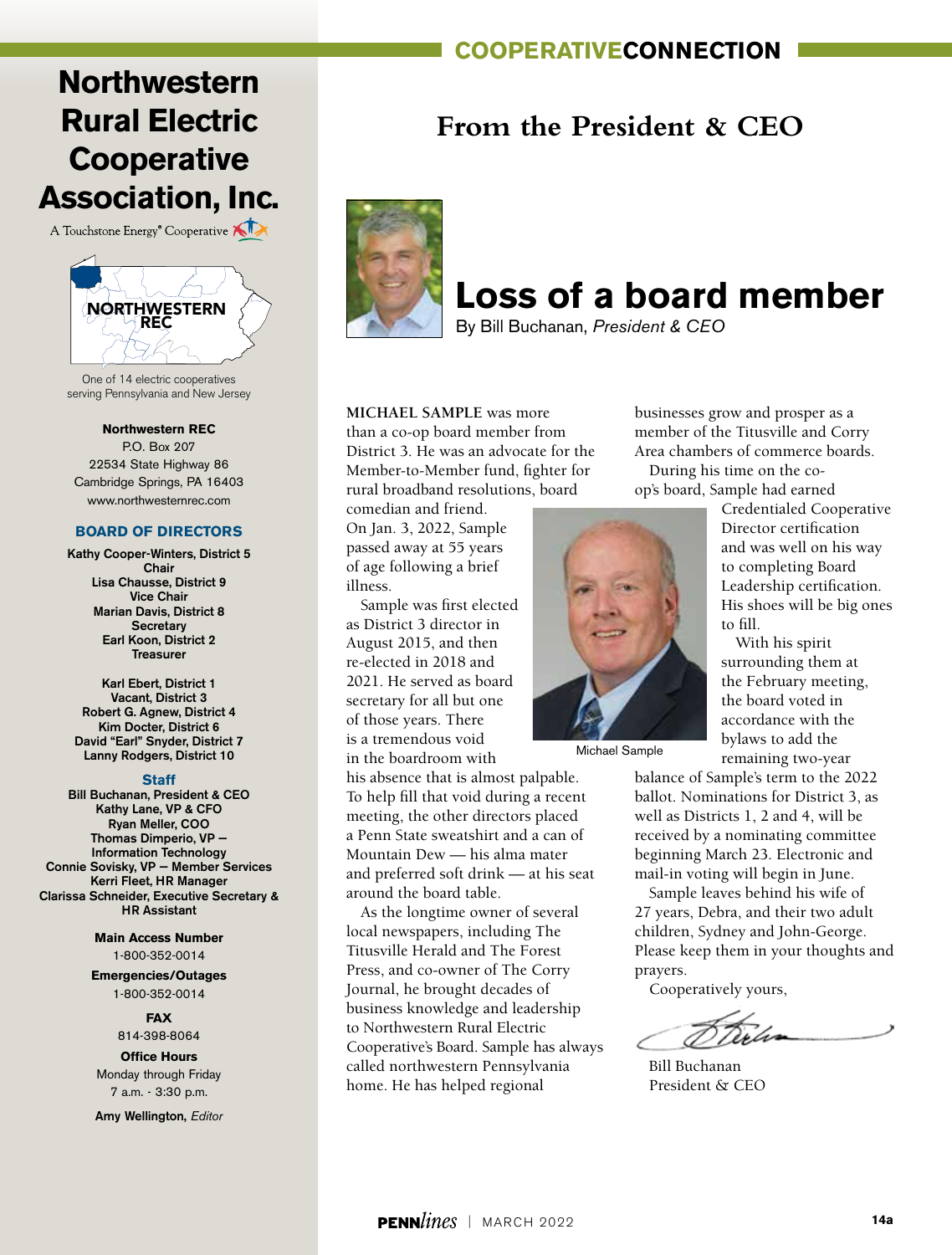# Northwestern Rural Electric Cooperative Association, Inc.

A Touchstone Energy® Cooperative

NORTHWESTERN REC

One of 14 electric cooperatives serving Pennsylvania and New Jersey

**Northwestern REC**
P.O. Box 207
22534 State Highway 86
Cambridge Springs, PA 16403
www.northwesternrec.com

## BOARD OF DIRECTORS

**Kathy Cooper-Winters, District 5**
**Chair**
**Lisa Chausse, District 9**
**Vice Chair**
**Marian Davis, District 8**
**Secretary**
**Earl Koon, District 2**
**Treasurer**

**Karl Ebert, District 1**
**Vacant, District 3**
**Robert G. Agnew, District 4**
**Kim Docter, District 6**
**David "Earl" Snyder, District 7**
**Lanny Rodgers, District 10**

## Staff

**Bill Buchanan, President & CEO**
**Kathy Lane, VP & CFO**
**Ryan Meller, COO**
**Thomas Dimperio, VP – Information Technology**
**Connie Sovisky, VP – Member Services**
**Kerri Fleet, HR Manager**
**Clarissa Schneider, Executive Secretary & HR Assistant**

**Main Access Number**
1-800-352-0014

**Emergencies/Outages**
1-800-352-0014

**FAX**
814-398-8064

**Office Hours**
Monday through Friday
7 a.m. - 3:30 p.m.

**Amy Wellington,** *Editor*

## From the President & CEO

# Loss of a board member

By Bill Buchanan, *President & CEO*

**MICHAEL SAMPLE** was more than a co-op board member from District 3. He was an advocate for the Member-to-Member fund, fighter for rural broadband resolutions, board comedian and friend. On Jan. 3, 2022, Sample passed away at 55 years of age following a brief illness.

Sample was first elected as District 3 director in August 2015, and then re-elected in 2018 and 2021. He served as board secretary for all but one of those years. There is a tremendous void in the boardroom with his absence that is almost palpable. To help fill that void during a recent meeting, the other directors placed a Penn State sweatshirt and a can of Mountain Dew — his alma mater and preferred soft drink — at his seat around the board table.

As the longtime owner of several local newspapers, including The Titusville Herald and The Forest Press, and co-owner of The Corry Journal, he brought decades of business knowledge and leadership to Northwestern Rural Electric Cooperative's Board. Sample has always called northwestern Pennsylvania home. He has helped regional businesses grow and prosper as a member of the Titusville and Corry Area chambers of commerce boards.

Michael Sample

During his time on the co-op's board, Sample had earned Credentialed Cooperative Director certification and was well on his way to completing Board Leadership certification. His shoes will be big ones to fill.

With his spirit surrounding them at the February meeting, the board voted in accordance with the bylaws to add the remaining two-year balance of Sample's term to the 2022 ballot. Nominations for District 3, as well as Districts 1, 2 and 4, will be received by a nominating committee beginning March 23. Electronic and mail-in voting will begin in June.

Sample leaves behind his wife of 27 years, Debra, and their two adult children, Sydney and John-George. Please keep them in your thoughts and prayers.

Cooperatively yours,

Bill Buchanan
President & CEO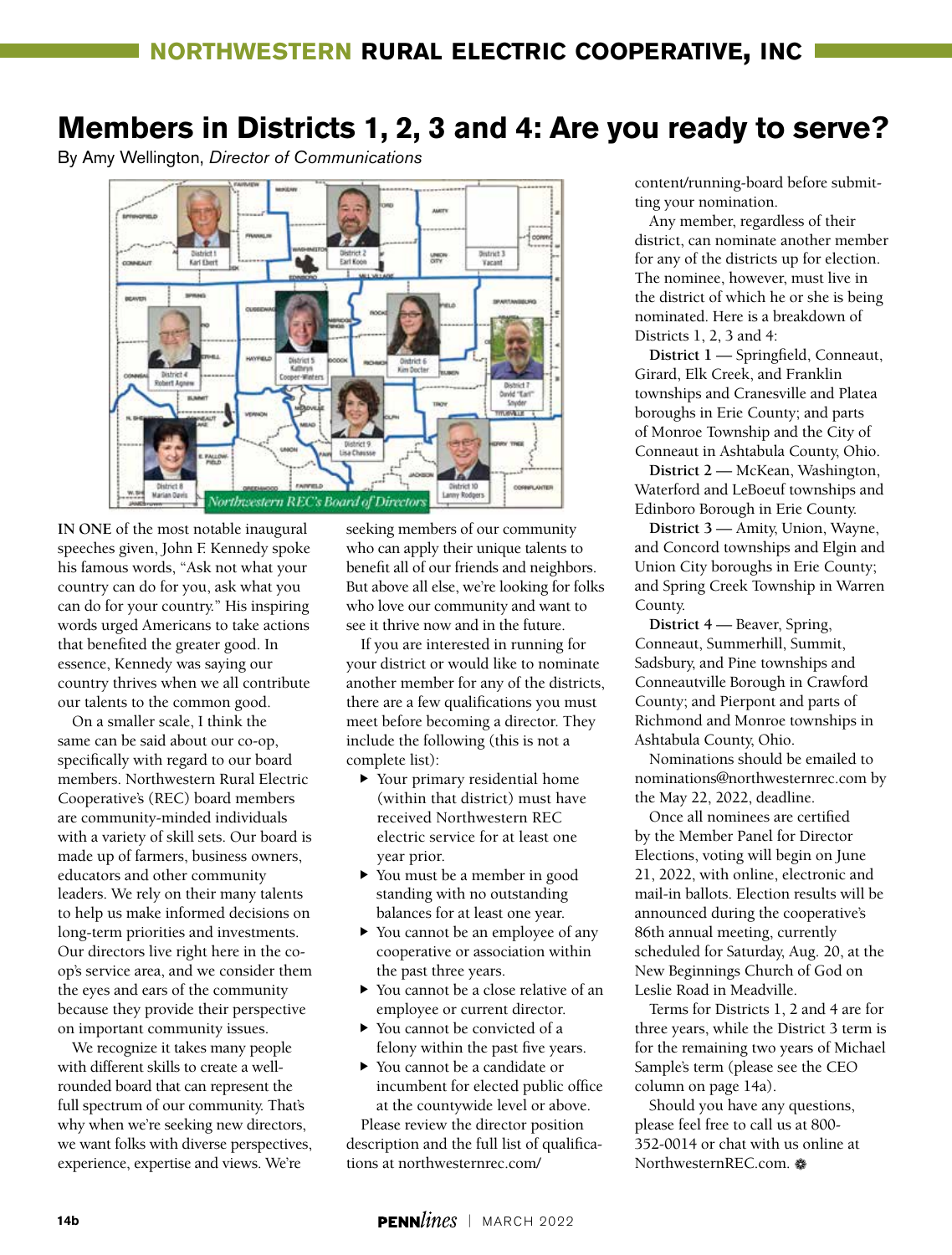## NORTHWESTERN RURAL ELECTRIC COOPERATIVE, INC

# Members in Districts 1, 2, 3 and 4: Are you ready to serve?

By Amy Wellington, *Director of Communications*

*Northwestern REC's Board of Directors*

**IN ONE** of the most notable inaugural speeches given, John F. Kennedy spoke his famous words, "Ask not what your country can do for you, ask what you can do for your country." His inspiring words urged Americans to take actions that benefited the greater good. In essence, Kennedy was saying our country thrives when we all contribute our talents to the common good.

On a smaller scale, I think the same can be said about our co-op, specifically with regard to our board members. Northwestern Rural Electric Cooperative's (REC) board members are community-minded individuals with a variety of skill sets. Our board is made up of farmers, business owners, educators and other community leaders. We rely on their many talents to help us make informed decisions on long-term priorities and investments. Our directors live right here in the co-op's service area, and we consider them the eyes and ears of the community because they provide their perspective on important community issues.

We recognize it takes many people with different skills to create a well-rounded board that can represent the full spectrum of our community. That's why when we're seeking new directors, we want folks with diverse perspectives, experience, expertise and views. We're seeking members of our community who can apply their unique talents to benefit all of our friends and neighbors. But above all else, we're looking for folks who love our community and want to see it thrive now and in the future.

If you are interested in running for your district or would like to nominate another member for any of the districts, there are a few qualifications you must meet before becoming a director. They include the following (this is not a complete list):

- Your primary residential home (within that district) must have received Northwestern REC electric service for at least one year prior.
- You must be a member in good standing with no outstanding balances for at least one year.
- You cannot be an employee of any cooperative or association within the past three years.
- You cannot be a close relative of an employee or current director.
- You cannot be convicted of a felony within the past five years.
- You cannot be a candidate or incumbent for elected public office at the countywide level or above.

Please review the director position description and the full list of qualifications at northwesternrec.com/content/running-board before submitting your nomination.

Any member, regardless of their district, can nominate another member for any of the districts up for election. The nominee, however, must live in the district of which he or she is being nominated. Here is a breakdown of Districts 1, 2, 3 and 4:

**District 1** — Springfield, Conneaut, Girard, Elk Creek, and Franklin townships and Cranesville and Platea boroughs in Erie County; and parts of Monroe Township and the City of Conneaut in Ashtabula County, Ohio.

**District 2** — McKean, Washington, Waterford and LeBoeuf townships and Edinboro Borough in Erie County.

**District 3** — Amity, Union, Wayne, and Concord townships and Elgin and Union City boroughs in Erie County; and Spring Creek Township in Warren County.

**District 4** — Beaver, Spring, Conneaut, Summerhill, Summit, Sadsbury, and Pine townships and Conneautville Borough in Crawford County; and Pierpont and parts of Richmond and Monroe townships in Ashtabula County, Ohio.

Nominations should be emailed to nominations@northwesternrec.com by the May 22, 2022, deadline.

Once all nominees are certified by the Member Panel for Director Elections, voting will begin on June 21, 2022, with online, electronic and mail-in ballots. Election results will be announced during the cooperative's 86th annual meeting, currently scheduled for Saturday, Aug. 20, at the New Beginnings Church of God on Leslie Road in Meadville.

Terms for Districts 1, 2 and 4 are for three years, while the District 3 term is for the remaining two years of Michael Sample's term (please see the CEO column on page 14a).

Should you have any questions, please feel free to call us at 800-352-0014 or chat with us online at NorthwesternREC.com.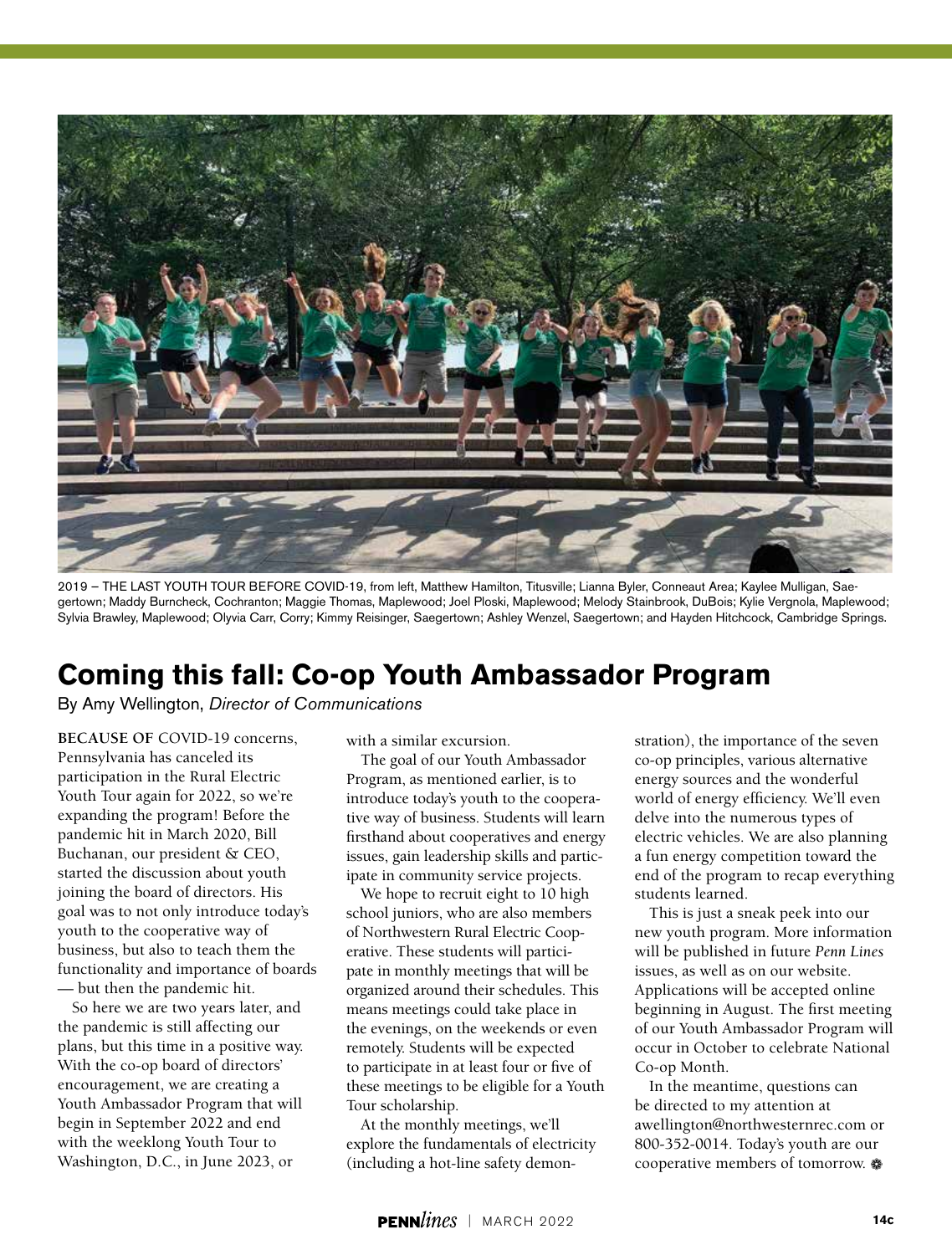2019 – THE LAST YOUTH TOUR BEFORE COVID-19, from left, Matthew Hamilton, Titusville; Lianna Byler, Conneaut Area; Kaylee Mulligan, Saegertown; Maddy Burncheck, Cochranton; Maggie Thomas, Maplewood; Joel Ploski, Maplewood; Melody Stainbrook, DuBois; Kylie Vergnola, Maplewood; Sylvia Brawley, Maplewood; Olyvia Carr, Corry; Kimmy Reisinger, Saegertown; Ashley Wenzel, Saegertown; and Hayden Hitchcock, Cambridge Springs.

# Coming this fall: Co-op Youth Ambassador Program

By Amy Wellington, *Director of Communications*

**BECAUSE OF** COVID-19 concerns, Pennsylvania has canceled its participation in the Rural Electric Youth Tour again for 2022, so we're expanding the program! Before the pandemic hit in March 2020, Bill Buchanan, our president & CEO, started the discussion about youth joining the board of directors. His goal was to not only introduce today's youth to the cooperative way of business, but also to teach them the functionality and importance of boards — but then the pandemic hit.

So here we are two years later, and the pandemic is still affecting our plans, but this time in a positive way. With the co-op board of directors' encouragement, we are creating a Youth Ambassador Program that will begin in September 2022 and end with the weeklong Youth Tour to Washington, D.C., in June 2023, or with a similar excursion.

The goal of our Youth Ambassador Program, as mentioned earlier, is to introduce today's youth to the cooperative way of business. Students will learn firsthand about cooperatives and energy issues, gain leadership skills and participate in community service projects.

We hope to recruit eight to 10 high school juniors, who are also members of Northwestern Rural Electric Cooperative. These students will participate in monthly meetings that will be organized around their schedules. This means meetings could take place in the evenings, on the weekends or even remotely. Students will be expected to participate in at least four or five of these meetings to be eligible for a Youth Tour scholarship.

At the monthly meetings, we'll explore the fundamentals of electricity (including a hot-line safety demonstration), the importance of the seven co-op principles, various alternative energy sources and the wonderful world of energy efficiency. We'll even delve into the numerous types of electric vehicles. We are also planning a fun energy competition toward the end of the program to recap everything students learned.

This is just a sneak peek into our new youth program. More information will be published in future *Penn Lines* issues, as well as on our website. Applications will be accepted online beginning in August. The first meeting of our Youth Ambassador Program will occur in October to celebrate National Co-op Month.

In the meantime, questions can be directed to my attention at awellington@northwesternrec.com or 800-352-0014. Today's youth are our cooperative members of tomorrow.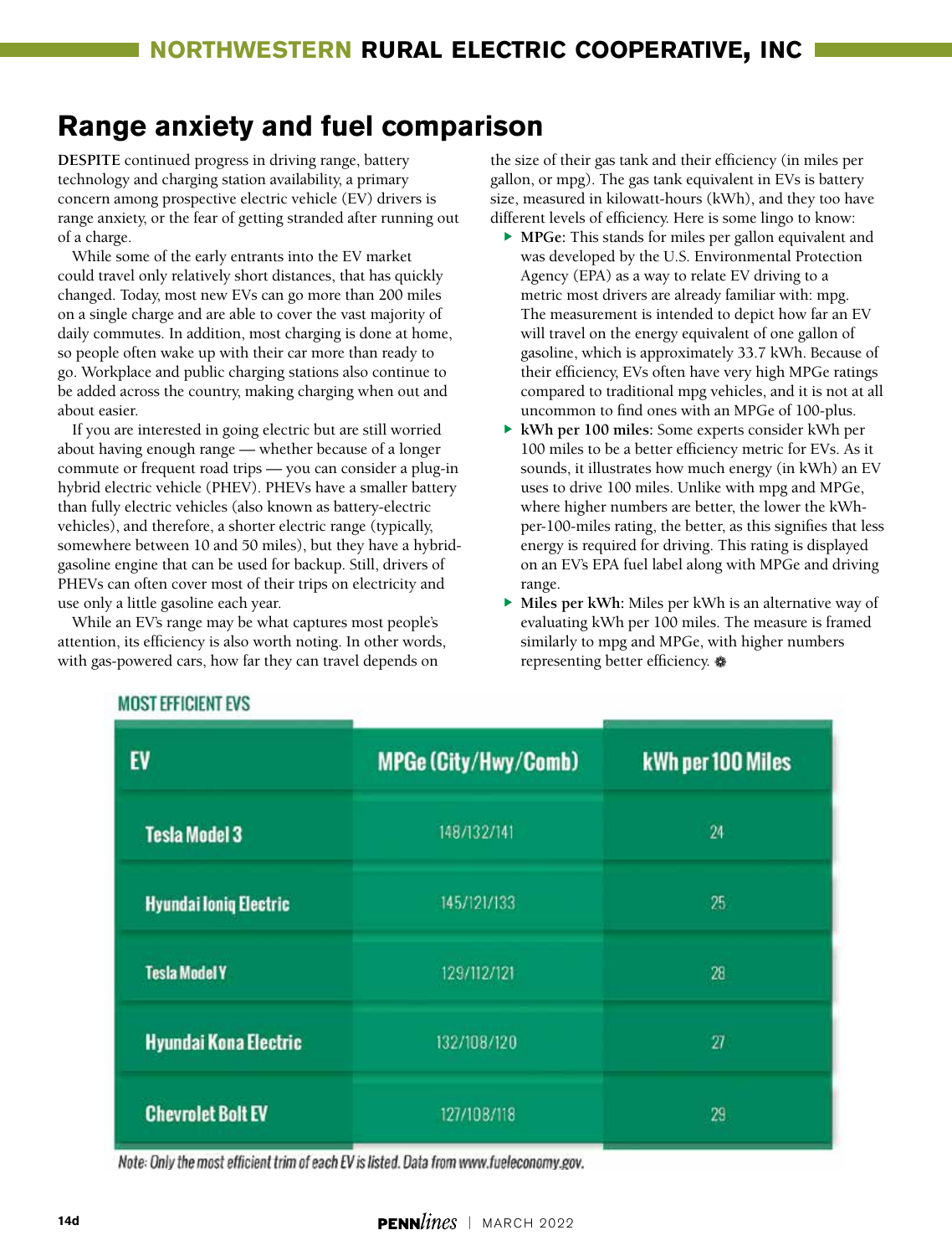# Range anxiety and fuel comparison

**DESPITE** continued progress in driving range, battery technology and charging station availability, a primary concern among prospective electric vehicle (EV) drivers is range anxiety, or the fear of getting stranded after running out of a charge.

While some of the early entrants into the EV market could travel only relatively short distances, that has quickly changed. Today, most new EVs can go more than 200 miles on a single charge and are able to cover the vast majority of daily commutes. In addition, most charging is done at home, so people often wake up with their car more than ready to go. Workplace and public charging stations also continue to be added across the country, making charging when out and about easier.

If you are interested in going electric but are still worried about having enough range — whether because of a longer commute or frequent road trips — you can consider a plug-in hybrid electric vehicle (PHEV). PHEVs have a smaller battery than fully electric vehicles (also known as battery-electric vehicles), and therefore, a shorter electric range (typically, somewhere between 10 and 50 miles), but they have a hybrid-gasoline engine that can be used for backup. Still, drivers of PHEVs can often cover most of their trips on electricity and use only a little gasoline each year.

While an EV's range may be what captures most people's attention, its efficiency is also worth noting. In other words, with gas-powered cars, how far they can travel depends on the size of their gas tank and their efficiency (in miles per gallon, or mpg). The gas tank equivalent in EVs is battery size, measured in kilowatt-hours (kWh), and they too have different levels of efficiency. Here is some lingo to know:

- **MPGe:** This stands for miles per gallon equivalent and was developed by the U.S. Environmental Protection Agency (EPA) as a way to relate EV driving to a metric most drivers are already familiar with: mpg. The measurement is intended to depict how far an EV will travel on the energy equivalent of one gallon of gasoline, which is approximately 33.7 kWh. Because of their efficiency, EVs often have very high MPGe ratings compared to traditional mpg vehicles, and it is not at all uncommon to find ones with an MPGe of 100-plus.
- **kWh per 100 miles:** Some experts consider kWh per 100 miles to be a better efficiency metric for EVs. As it sounds, it illustrates how much energy (in kWh) an EV uses to drive 100 miles. Unlike with mpg and MPGe, where higher numbers are better, the lower the kWh-per-100-miles rating, the better, as this signifies that less energy is required for driving. This rating is displayed on an EV's EPA fuel label along with MPGe and driving range.
- **Miles per kWh:** Miles per kWh is an alternative way of evaluating kWh per 100 miles. The measure is framed similarly to mpg and MPGe, with higher numbers representing better efficiency.

## MOST EFFICIENT EVS

| EV | MPGe (City/Hwy/Comb) | kWh per 100 Miles |
|---|---|---|
| Tesla Model 3 | 148/132/141 | 24 |
| Hyundai Ioniq Electric | 145/121/133 | 25 |
| Tesla Model Y | 129/112/121 | 28 |
| Hyundai Kona Electric | 132/108/120 | 27 |
| Chevrolet Bolt EV | 127/108/118 | 29 |

*Note: Only the most efficient trim of each EV is listed. Data from www.fueleconomy.gov.*